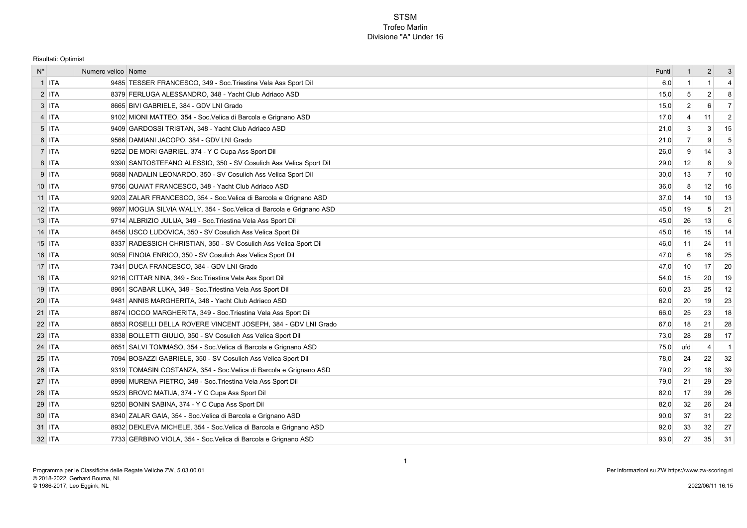# STSM

## Trofeo Marlin

### Divisione "A" Under 16

Risultati: Optimist

| N° | | Numero velico | Nome | Punti | 1 | 2 | 3 |
|---|---|---|---|---|---|---|---|
| 1 | ITA | 9485 | TESSER FRANCESCO, 349 - Soc.Triestina Vela Ass Sport Dil | 6,0 | 1 | 1 | 4 |
| 2 | ITA | 8379 | FERLUGA ALESSANDRO, 348 - Yacht Club Adriaco ASD | 15,0 | 5 | 2 | 8 |
| 3 | ITA | 8665 | BIVI GABRIELE, 384 - GDV LNI Grado | 15,0 | 2 | 6 | 7 |
| 4 | ITA | 9102 | MIONI MATTEO, 354 - Soc.Velica di Barcola e Grignano ASD | 17,0 | 4 | 11 | 2 |
| 5 | ITA | 9409 | GARDOSSI TRISTAN, 348 - Yacht Club Adriaco ASD | 21,0 | 3 | 3 | 15 |
| 6 | ITA | 9566 | DAMIANI JACOPO, 384 - GDV LNI Grado | 21,0 | 7 | 9 | 5 |
| 7 | ITA | 9252 | DE MORI GABRIEL, 374 - Y C Cupa Ass Sport Dil | 26,0 | 9 | 14 | 3 |
| 8 | ITA | 9390 | SANTOSTEFANO ALESSIO, 350 - SV Cosulich Ass Velica Sport Dil | 29,0 | 12 | 8 | 9 |
| 9 | ITA | 9688 | NADALIN LEONARDO, 350 - SV Cosulich Ass Velica Sport Dil | 30,0 | 13 | 7 | 10 |
| 10 | ITA | 9756 | QUAIAT FRANCESCO, 348 - Yacht Club Adriaco ASD | 36,0 | 8 | 12 | 16 |
| 11 | ITA | 9203 | ZALAR FRANCESCO, 354 - Soc.Velica di Barcola e Grignano ASD | 37,0 | 14 | 10 | 13 |
| 12 | ITA | 9697 | MOGLIA SILVIA WALLY, 354 - Soc.Velica di Barcola e Grignano ASD | 45,0 | 19 | 5 | 21 |
| 13 | ITA | 9714 | ALBRIZIO JULIJA, 349 - Soc.Triestina Vela Ass Sport Dil | 45,0 | 26 | 13 | 6 |
| 14 | ITA | 8456 | USCO LUDOVICA, 350 - SV Cosulich Ass Velica Sport Dil | 45,0 | 16 | 15 | 14 |
| 15 | ITA | 8337 | RADESSICH CHRISTIAN, 350 - SV Cosulich Ass Velica Sport Dil | 46,0 | 11 | 24 | 11 |
| 16 | ITA | 9059 | FINOIA ENRICO, 350 - SV Cosulich Ass Velica Sport Dil | 47,0 | 6 | 16 | 25 |
| 17 | ITA | 7341 | DUCA FRANCESCO, 384 - GDV LNI Grado | 47,0 | 10 | 17 | 20 |
| 18 | ITA | 9216 | CITTAR NINA, 349 - Soc.Triestina Vela Ass Sport Dil | 54,0 | 15 | 20 | 19 |
| 19 | ITA | 8961 | SCABAR LUKA, 349 - Soc.Triestina Vela Ass Sport Dil | 60,0 | 23 | 25 | 12 |
| 20 | ITA | 9481 | ANNIS MARGHERITA, 348 - Yacht Club Adriaco ASD | 62,0 | 20 | 19 | 23 |
| 21 | ITA | 8874 | IOCCO MARGHERITA, 349 - Soc.Triestina Vela Ass Sport Dil | 66,0 | 25 | 23 | 18 |
| 22 | ITA | 8853 | ROSELLI DELLA ROVERE VINCENT JOSEPH, 384 - GDV LNI Grado | 67,0 | 18 | 21 | 28 |
| 23 | ITA | 8338 | BOLLETTI GIULIO, 350 - SV Cosulich Ass Velica Sport Dil | 73,0 | 28 | 28 | 17 |
| 24 | ITA | 8651 | SALVI TOMMASO, 354 - Soc.Velica di Barcola e Grignano ASD | 75,0 | ufd | 4 | 1 |
| 25 | ITA | 7094 | BOSAZZI GABRIELE, 350 - SV Cosulich Ass Velica Sport Dil | 78,0 | 24 | 22 | 32 |
| 26 | ITA | 9319 | TOMASIN COSTANZA, 354 - Soc.Velica di Barcola e Grignano ASD | 79,0 | 22 | 18 | 39 |
| 27 | ITA | 8998 | MURENA PIETRO, 349 - Soc.Triestina Vela Ass Sport Dil | 79,0 | 21 | 29 | 29 |
| 28 | ITA | 9523 | BROVC MATIJA, 374 - Y C Cupa Ass Sport Dil | 82,0 | 17 | 39 | 26 |
| 29 | ITA | 9250 | BONIN SABINA, 374 - Y C Cupa Ass Sport Dil | 82,0 | 32 | 26 | 24 |
| 30 | ITA | 8340 | ZALAR GAIA, 354 - Soc.Velica di Barcola e Grignano ASD | 90,0 | 37 | 31 | 22 |
| 31 | ITA | 8932 | DEKLEVA MICHELE, 354 - Soc.Velica di Barcola e Grignano ASD | 92,0 | 33 | 32 | 27 |
| 32 | ITA | 7733 | GERBINO VIOLA, 354 - Soc.Velica di Barcola e Grignano ASD | 93,0 | 27 | 35 | 31 |

Programma per le Classifiche delle Regate Veliche ZW, 5.03.00.01
© 2018-2022, Gerhard Bouma, NL
© 1986-2017, Leo Eggink, NL

Per informazioni su ZW https://www.zw-scoring.nl
2022/06/11 16:15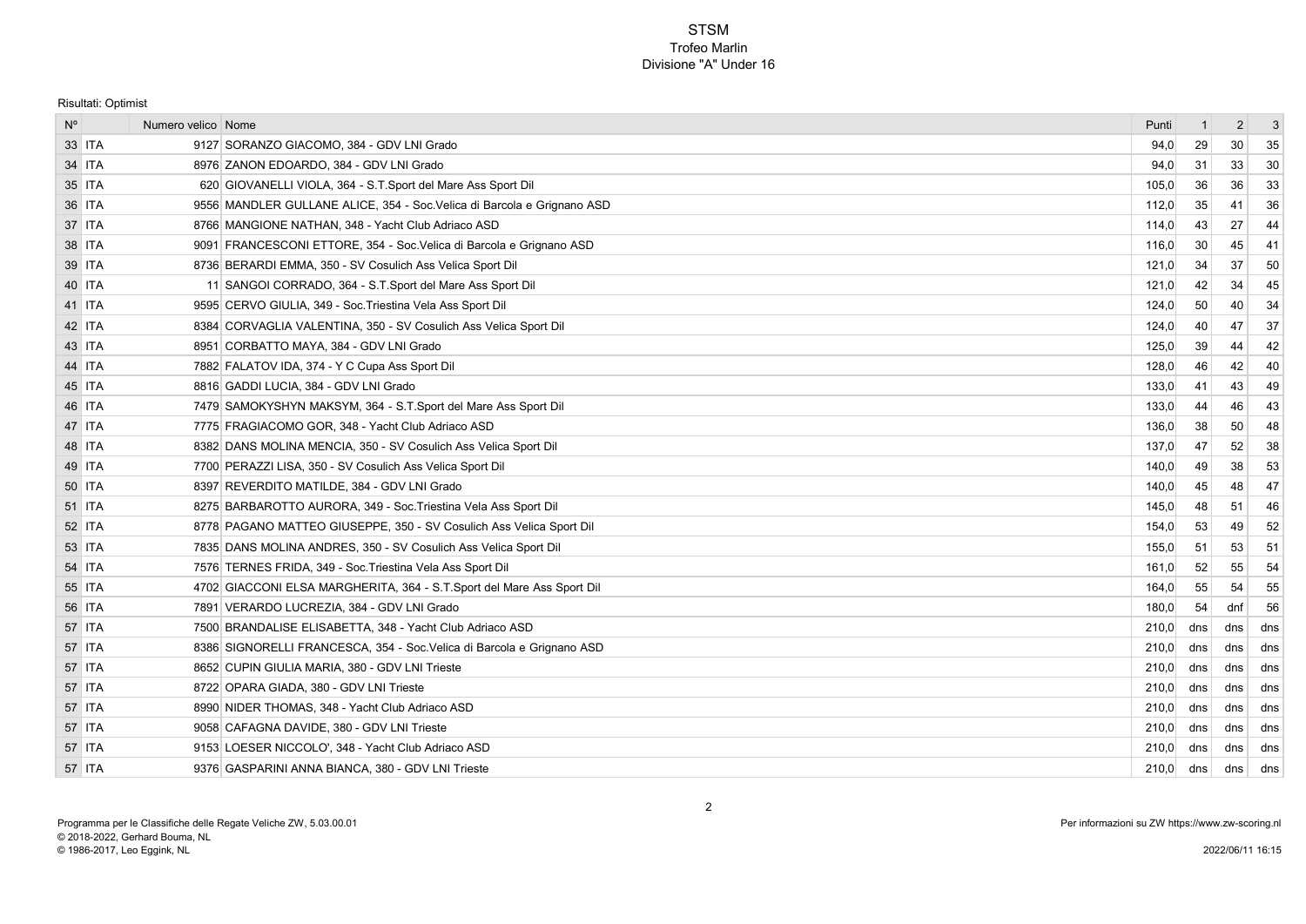# STSM

## Trofeo Marlin

### Divisione "A" Under 16

Risultati: Optimist

| N° | | Numero velico | Nome | Punti | 1 | 2 | 3 |
|---|---|---|---|---|---|---|---|
| 33 | ITA | 9127 | SORANZO GIACOMO, 384 - GDV LNI Grado | 94,0 | 29 | 30 | 35 |
| 34 | ITA | 8976 | ZANON EDOARDO, 384 - GDV LNI Grado | 94,0 | 31 | 33 | 30 |
| 35 | ITA | 620 | GIOVANELLI VIOLA, 364 - S.T.Sport del Mare Ass Sport Dil | 105,0 | 36 | 36 | 33 |
| 36 | ITA | 9556 | MANDLER GULLANE ALICE, 354 - Soc.Velica di Barcola e Grignano ASD | 112,0 | 35 | 41 | 36 |
| 37 | ITA | 8766 | MANGIONE NATHAN, 348 - Yacht Club Adriaco ASD | 114,0 | 43 | 27 | 44 |
| 38 | ITA | 9091 | FRANCESCONI ETTORE, 354 - Soc.Velica di Barcola e Grignano ASD | 116,0 | 30 | 45 | 41 |
| 39 | ITA | 8736 | BERARDI EMMA, 350 - SV Cosulich Ass Velica Sport Dil | 121,0 | 34 | 37 | 50 |
| 40 | ITA | 11 | SANGOI CORRADO, 364 - S.T.Sport del Mare Ass Sport Dil | 121,0 | 42 | 34 | 45 |
| 41 | ITA | 9595 | CERVO GIULIA, 349 - Soc.Triestina Vela Ass Sport Dil | 124,0 | 50 | 40 | 34 |
| 42 | ITA | 8384 | CORVAGLIA VALENTINA, 350 - SV Cosulich Ass Velica Sport Dil | 124,0 | 40 | 47 | 37 |
| 43 | ITA | 8951 | CORBATTO MAYA, 384 - GDV LNI Grado | 125,0 | 39 | 44 | 42 |
| 44 | ITA | 7882 | FALATOV IDA, 374 - Y C Cupa Ass Sport Dil | 128,0 | 46 | 42 | 40 |
| 45 | ITA | 8816 | GADDI LUCIA, 384 - GDV LNI Grado | 133,0 | 41 | 43 | 49 |
| 46 | ITA | 7479 | SAMOKYSHYN MAKSYM, 364 - S.T.Sport del Mare Ass Sport Dil | 133,0 | 44 | 46 | 43 |
| 47 | ITA | 7775 | FRAGIACOMO GOR, 348 - Yacht Club Adriaco ASD | 136,0 | 38 | 50 | 48 |
| 48 | ITA | 8382 | DANS MOLINA MENCIA, 350 - SV Cosulich Ass Velica Sport Dil | 137,0 | 47 | 52 | 38 |
| 49 | ITA | 7700 | PERAZZI LISA, 350 - SV Cosulich Ass Velica Sport Dil | 140,0 | 49 | 38 | 53 |
| 50 | ITA | 8397 | REVERDITO MATILDE, 384 - GDV LNI Grado | 140,0 | 45 | 48 | 47 |
| 51 | ITA | 8275 | BARBAROTTO AURORA, 349 - Soc.Triestina Vela Ass Sport Dil | 145,0 | 48 | 51 | 46 |
| 52 | ITA | 8778 | PAGANO MATTEO GIUSEPPE, 350 - SV Cosulich Ass Velica Sport Dil | 154,0 | 53 | 49 | 52 |
| 53 | ITA | 7835 | DANS MOLINA ANDRES, 350 - SV Cosulich Ass Velica Sport Dil | 155,0 | 51 | 53 | 51 |
| 54 | ITA | 7576 | TERNES FRIDA, 349 - Soc.Triestina Vela Ass Sport Dil | 161,0 | 52 | 55 | 54 |
| 55 | ITA | 4702 | GIACCONI ELSA MARGHERITA, 364 - S.T.Sport del Mare Ass Sport Dil | 164,0 | 55 | 54 | 55 |
| 56 | ITA | 7891 | VERARDO LUCREZIA, 384 - GDV LNI Grado | 180,0 | 54 | dnf | 56 |
| 57 | ITA | 7500 | BRANDALISE ELISABETTA, 348 - Yacht Club Adriaco ASD | 210,0 | dns | dns | dns |
| 57 | ITA | 8386 | SIGNORELLI FRANCESCA, 354 - Soc.Velica di Barcola e Grignano ASD | 210,0 | dns | dns | dns |
| 57 | ITA | 8652 | CUPIN GIULIA MARIA, 380 - GDV LNI Trieste | 210,0 | dns | dns | dns |
| 57 | ITA | 8722 | OPARA GIADA, 380 - GDV LNI Trieste | 210,0 | dns | dns | dns |
| 57 | ITA | 8990 | NIDER THOMAS, 348 - Yacht Club Adriaco ASD | 210,0 | dns | dns | dns |
| 57 | ITA | 9058 | CAFAGNA DAVIDE, 380 - GDV LNI Trieste | 210,0 | dns | dns | dns |
| 57 | ITA | 9153 | LOESER NICCOLO', 348 - Yacht Club Adriaco ASD | 210,0 | dns | dns | dns |
| 57 | ITA | 9376 | GASPARINI ANNA BIANCA, 380 - GDV LNI Trieste | 210,0 | dns | dns | dns |

Programma per le Classifiche delle Regate Veliche ZW, 5.03.00.01
© 2018-2022, Gerhard Bouma, NL
© 1986-2017, Leo Eggink, NL

Per informazioni su ZW https://www.zw-scoring.nl
2022/06/11 16:15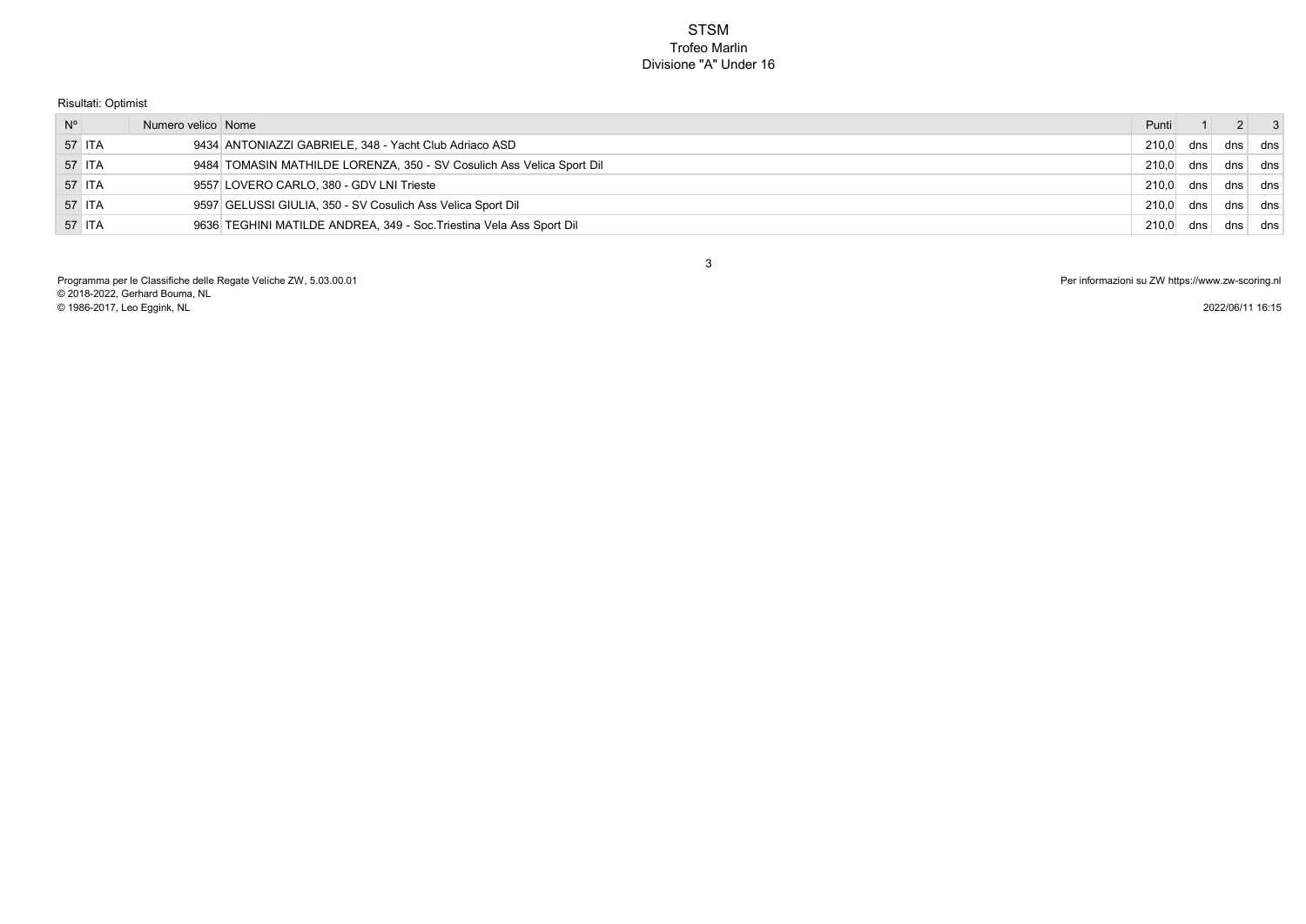STSM
Trofeo Marlin
Divisione "A" Under 16

Risultati: Optimist

| N° | | Numero velico | Nome | Punti | 1 | 2 | 3 |
|---|---|---|---|---|---|---|---|
| 57 | ITA | 9434 | ANTONIAZZI GABRIELE, 348 - Yacht Club Adriaco ASD | 210,0 | dns | dns | dns |
| 57 | ITA | 9484 | TOMASIN MATHILDE LORENZA, 350 - SV Cosulich Ass Velica Sport Dil | 210,0 | dns | dns | dns |
| 57 | ITA | 9557 | LOVERO CARLO, 380 - GDV LNI Trieste | 210,0 | dns | dns | dns |
| 57 | ITA | 9597 | GELUSSI GIULIA, 350 - SV Cosulich Ass Velica Sport Dil | 210,0 | dns | dns | dns |
| 57 | ITA | 9636 | TEGHINI MATILDE ANDREA, 349 - Soc.Triestina Vela Ass Sport Dil | 210,0 | dns | dns | dns |

Programma per le Classifiche delle Regate Veliche ZW, 5.03.00.01
© 2018-2022, Gerhard Bouma, NL
© 1986-2017, Leo Eggink, NL

Per informazioni su ZW https://www.zw-scoring.nl
2022/06/11 16:15